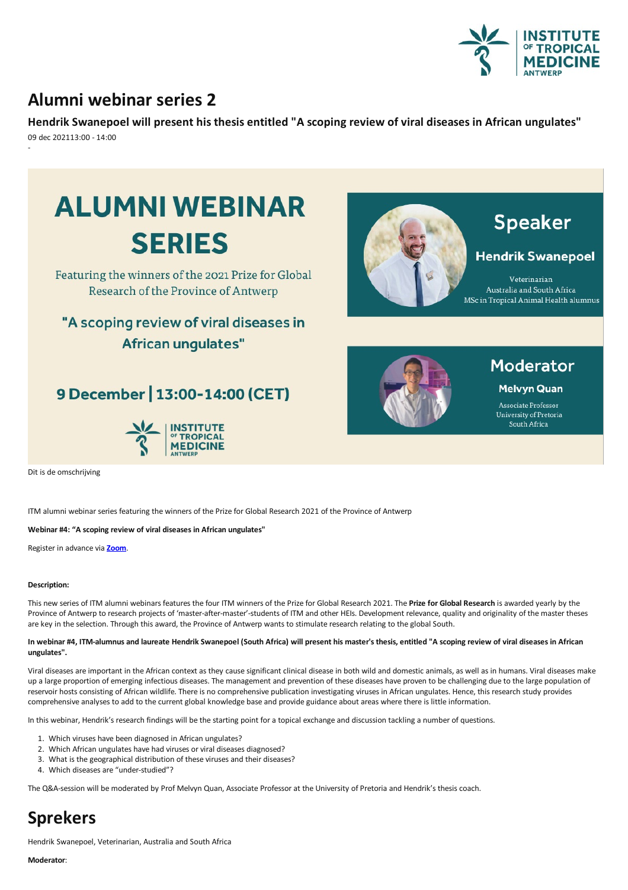# Alumni webinar series 2

**Hendrik Swanepoel will present his thesis entitled "A scoping review of viral diseases in African ungulates"**

09 dec 202113:00 - 14:00

-

ALUMNI WEBINAR SERIES

Featuring the winners of the 2021 Prize for Global Research of the Province of Antwerp

"A scoping review of viral diseases in African ungulates"

9 December | 13:00-14:00 (CET)

Speaker

Hendrik Swanepoel

Veterinarian
Australia and South Africa
MSc in Tropical Animal Health alumnus

Moderator

Melvyn Quan

Associate Professor
University of Pretoria
South Africa

Dit is de omschrijving

ITM alumni webinar series featuring the winners of the Prize for Global Research 2021 of the Province of Antwerp

**Webinar #4: "A scoping review of viral diseases in African ungulates"**

Register in advance via **Zoom**.

**Description:**

This new series of ITM alumni webinars features the four ITM winners of the Prize for Global Research 2021. The **Prize for Global Research** is awarded yearly by the Province of Antwerp to research projects of 'master-after-master'-students of ITM and other HEIs. Development relevance, quality and originality of the master theses are key in the selection. Through this award, the Province of Antwerp wants to stimulate research relating to the global South.

**In webinar #4, ITM-alumnus and laureate Hendrik Swanepoel (South Africa) will present his master's thesis, entitled "A scoping review of viral diseases in African ungulates".**

Viral diseases are important in the African context as they cause significant clinical disease in both wild and domestic animals, as well as in humans. Viral diseases make up a large proportion of emerging infectious diseases. The management and prevention of these diseases have proven to be challenging due to the large population of reservoir hosts consisting of African wildlife. There is no comprehensive publication investigating viruses in African ungulates. Hence, this research study provides comprehensive analyses to add to the current global knowledge base and provide guidance about areas where there is little information.

In this webinar, Hendrik's research findings will be the starting point for a topical exchange and discussion tackling a number of questions.

1. Which viruses have been diagnosed in African ungulates?
2. Which African ungulates have had viruses or viral diseases diagnosed?
3. What is the geographical distribution of these viruses and their diseases?
4. Which diseases are "under-studied"?

The Q&A-session will be moderated by Prof Melvyn Quan, Associate Professor at the University of Pretoria and Hendrik's thesis coach.

# Sprekers

Hendrik Swanepoel, Veterinarian, Australia and South Africa

**Moderator**: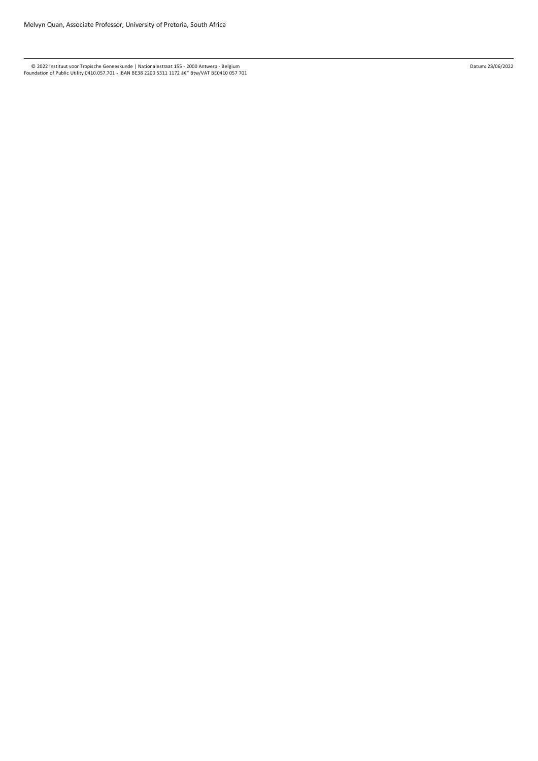Melvyn Quan, Associate Professor, University of Pretoria, South Africa